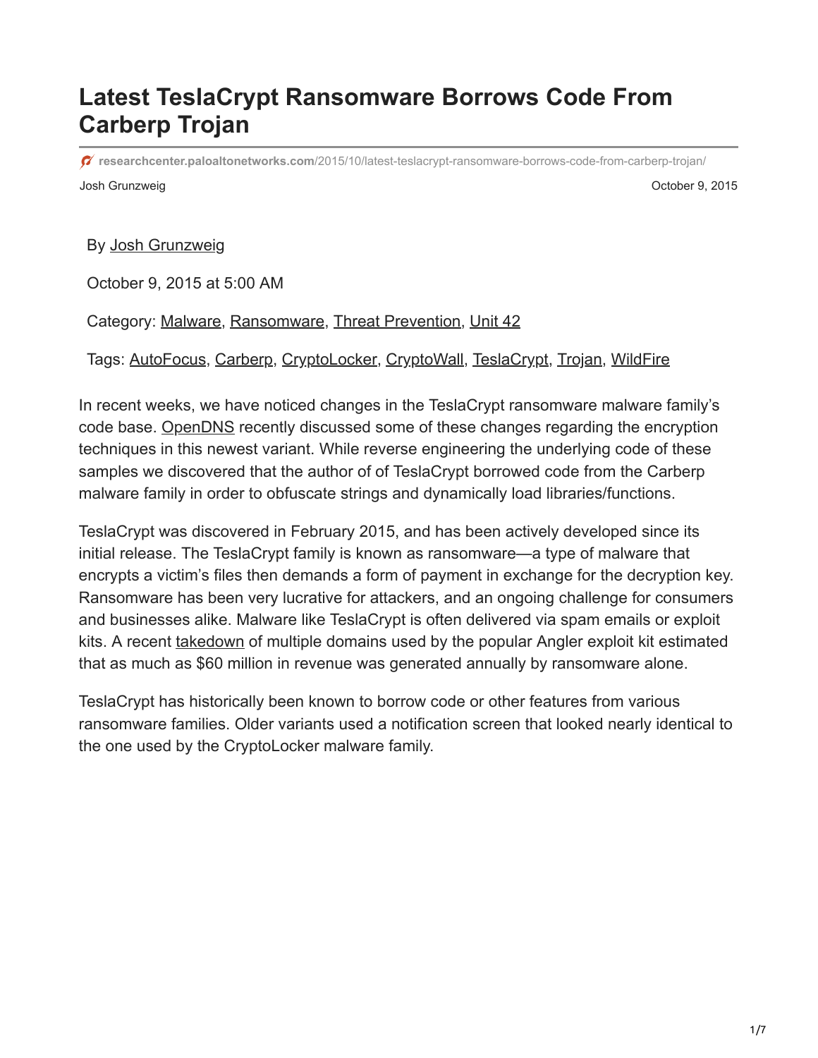# Latest TeslaCrypt Ransomware Borrows Code From Carberp Trojan

researchcenter.paloaltonetworks.com/2015/10/latest-teslacrypt-ransomware-borrows-code-from-carberp-trojan/

Josh Grunzweig October 9, 2015

By Josh Grunzweig

October 9, 2015 at 5:00 AM

Category: Malware, Ransomware, Threat Prevention, Unit 42

Tags: AutoFocus, Carberp, CryptoLocker, CryptoWall, TeslaCrypt, Trojan, WildFire

In recent weeks, we have noticed changes in the TeslaCrypt ransomware malware family's code base. OpenDNS recently discussed some of these changes regarding the encryption techniques in this newest variant. While reverse engineering the underlying code of these samples we discovered that the author of of TeslaCrypt borrowed code from the Carberp malware family in order to obfuscate strings and dynamically load libraries/functions.

TeslaCrypt was discovered in February 2015, and has been actively developed since its initial release. The TeslaCrypt family is known as ransomware—a type of malware that encrypts a victim's files then demands a form of payment in exchange for the decryption key. Ransomware has been very lucrative for attackers, and an ongoing challenge for consumers and businesses alike. Malware like TeslaCrypt is often delivered via spam emails or exploit kits. A recent takedown of multiple domains used by the popular Angler exploit kit estimated that as much as $60 million in revenue was generated annually by ransomware alone.

TeslaCrypt has historically been known to borrow code or other features from various ransomware families. Older variants used a notification screen that looked nearly identical to the one used by the CryptoLocker malware family.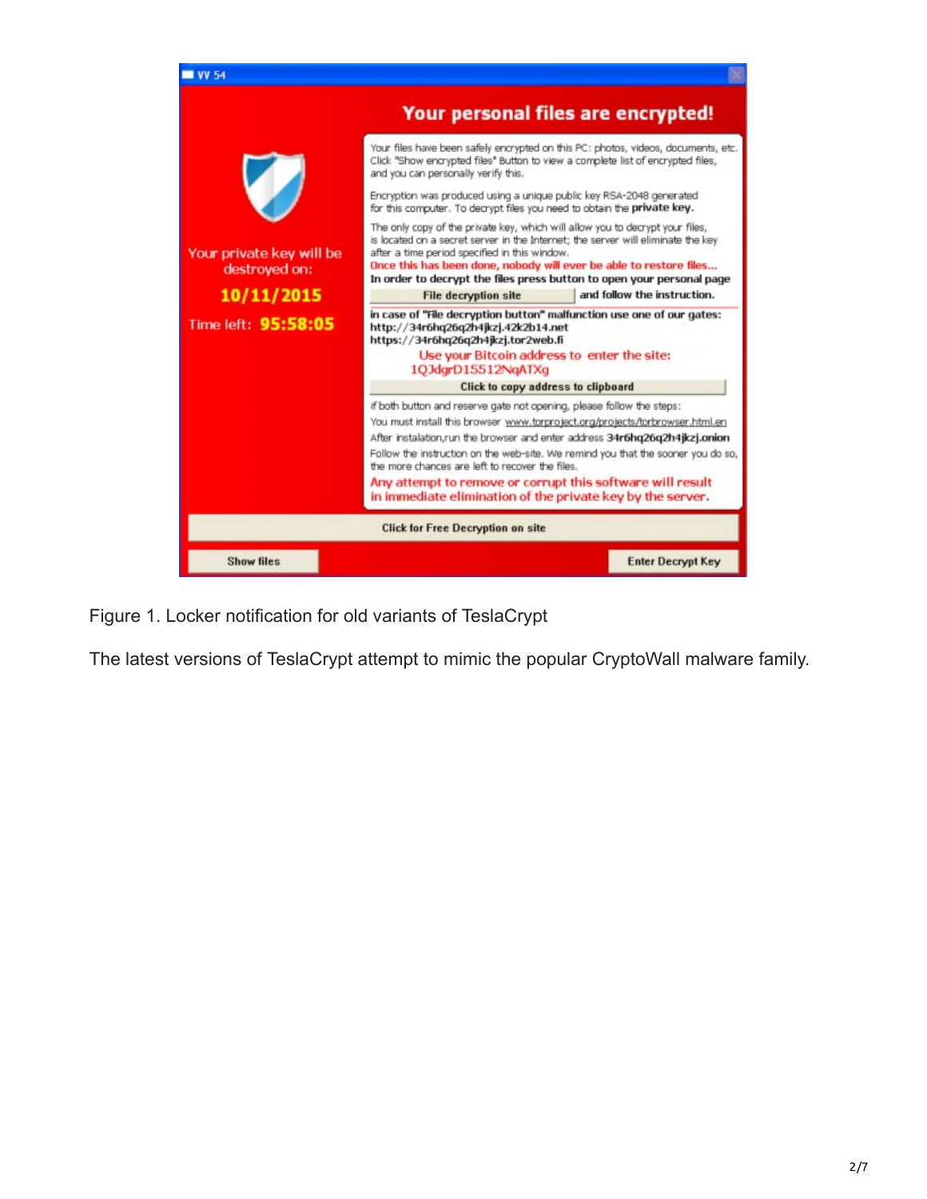VV 54

**Your personal files are encrypted!**

Your private key will be destroyed on:

**10/11/2015**

Time left: **95:58:05**

Your files have been safely encrypted on this PC: photos, videos, documents, etc. Click "Show encrypted files" Button to view a complete list of encrypted files, and you can personally verify this.

Encryption was produced using a unique public key RSA-2048 generated for this computer. To decrypt files you need to obtain the **private key.**

The only copy of the private key, which will allow you to decrypt your files, is located on a secret server in the Internet; the server will eliminate the key after a time period specified in this window.

**Once this has been done, nobody will ever be able to restore files...**

**In order to decrypt the files press button to open your personal page**

**File decryption site** **and follow the instruction.**

**In case of "File decryption button" malfunction use one of our gates:**
**http://34r6hq26q2h4jkzj.42k2b14.net**
**https://34r6hq26q2h4jkzj.tor2web.fi**

Use your Bitcoin address to enter the site:
1QJdgrD15512NqATXg

**Click to copy address to clipboard**

If both button and reserve gate not opening, please follow the steps:

You must install this browser www.torproject.org/projects/torbrowser.html.en

After instalation,run the browser and enter address **34r6hq26q2h4jkzj.onion**

Follow the instruction on the web-site. We remind you that the sooner you do so, the more chances are left to recover the files.

Any attempt to remove or corrupt this software will result in immediate elimination of the private key by the server.

**Click for Free Decryption on site**

**Show files** **Enter Decrypt Key**

Figure 1. Locker notification for old variants of TeslaCrypt

The latest versions of TeslaCrypt attempt to mimic the popular CryptoWall malware family.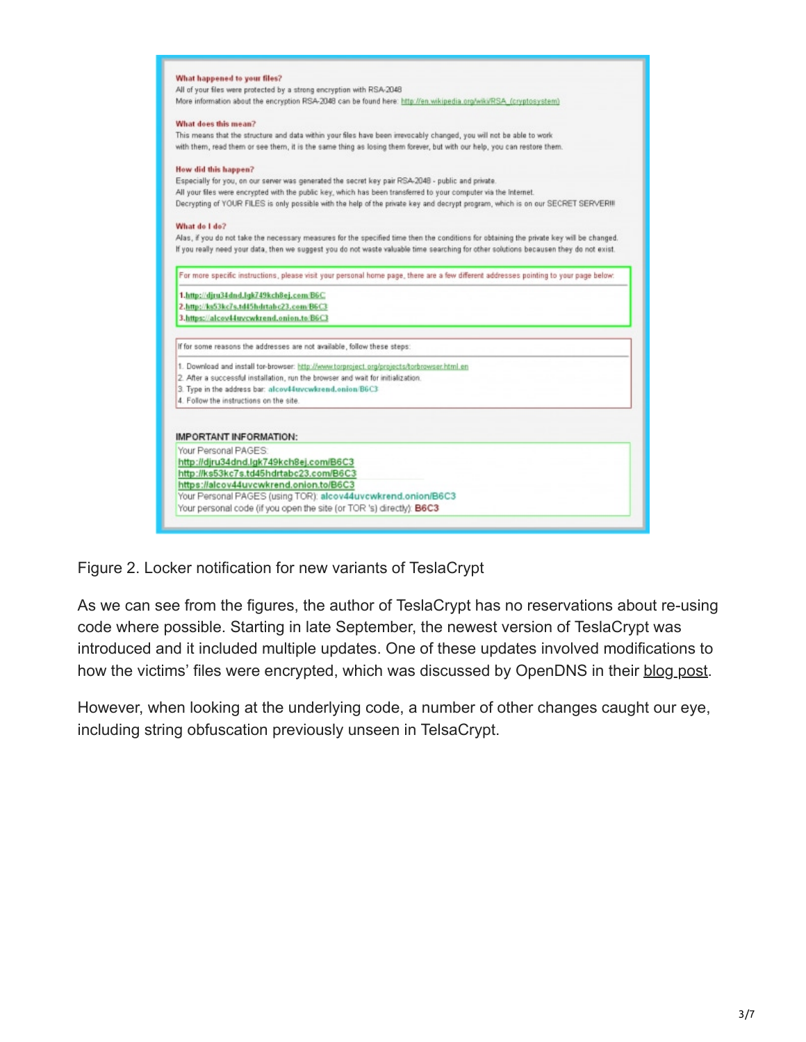**What happened to your files?**

All of your files were protected by a strong encryption with RSA-2048

More information about the encryption RSA-2048 can be found here: http://en.wikipedia.org/wiki/RSA_(cryptosystem)

**What does this mean?**

This means that the structure and data within your files have been irrevocably changed, you will not be able to work with them, read them or see them, it is the same thing as losing them forever, but with our help, you can restore them.

**How did this happen?**

Especially for you, on our server was generated the secret key pair RSA-2048 - public and private.

All your files were encrypted with the public key, which has been transferred to your computer via the Internet.

Decrypting of YOUR FILES is only possible with the help of the private key and decrypt program, which is on our SECRET SERVER!!!

**What do I do?**

Alas, if you do not take the necessary measures for the specified time then the conditions for obtaining the private key will be changed.

If you really need your data, then we suggest you do not waste valuable time searching for other solutions becausen they do not exist.

For more specific instructions, please visit your personal home page, there are a few different addresses pointing to your page below:

1. http://djru34dnd.lgk749kch8ej.com/B6C
2. http://ks53kc7s.td45hdrtabc23.com/B6C3
3. https://alcov44uvcwkrend.onion.to/B6C3

If for some reasons the addresses are not available, follow these steps:

1. Download and install tor-browser: http://www.torproject.org/projects/torbrowser.html.en
2. After a successful installation, run the browser and wait for initialization.
3. Type in the address bar: alcov44uvcwkrend.onion/B6C3
4. Follow the instructions on the site.

**IMPORTANT INFORMATION:**

Your Personal PAGES:

http://djru34dnd.lgk749kch8ej.com/B6C3

http://ks53kc7s.td45hdrtabc23.com/B6C3

https://alcov44uvcwkrend.onion.to/B6C3

Your Personal PAGES (using TOR): alcov44uvcwkrend.onion/B6C3

Your personal code (if you open the site (or TOR 's) directly): B6C3

Figure 2. Locker notification for new variants of TeslaCrypt

As we can see from the figures, the author of TeslaCrypt has no reservations about re-using code where possible. Starting in late September, the newest version of TeslaCrypt was introduced and it included multiple updates. One of these updates involved modifications to how the victims' files were encrypted, which was discussed by OpenDNS in their blog post.

However, when looking at the underlying code, a number of other changes caught our eye, including string obfuscation previously unseen in TelsaCrypt.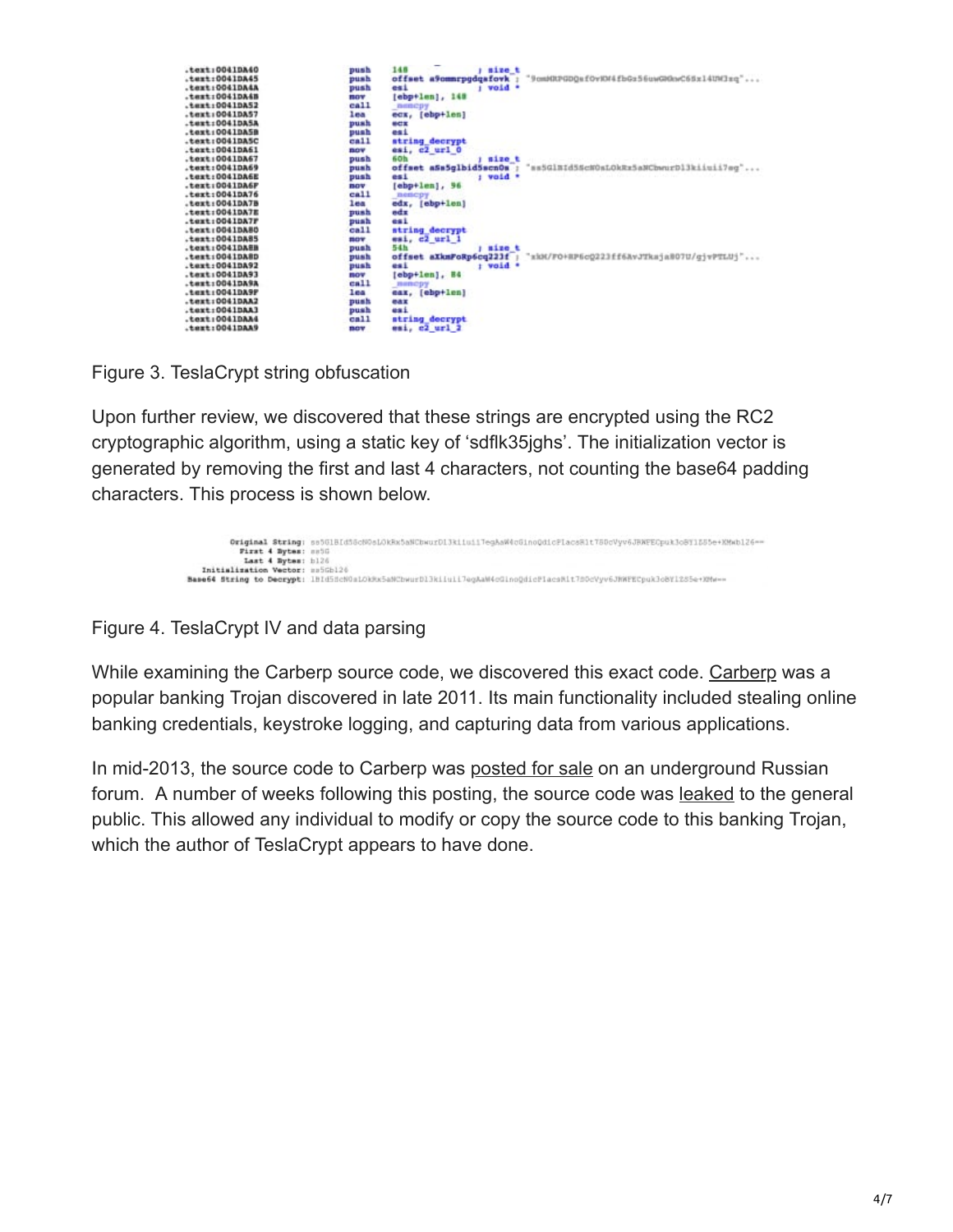```
.text:0041DA40                 push    148             ; size_t
.text:0041DA45                 push    offset a9omnrpgdqsfovk ; "9omHRPGDQsfOvKW4fbGz56uwGMGwC6Sz14UW3zq"...
.text:0041DA4A                 push    esi             ; void *
.text:0041DA4B                 mov     [ebp+len], 148
.text:0041DA52                 call    _memcpy
.text:0041DA57                 lea     ecx, [ebp+len]
.text:0041DA5A                 push    ecx
.text:0041DA5B                 push    esi
.text:0041DA5C                 call    string_decrypt
.text:0041DA61                 mov     esi, c2_url_0
.text:0041DA67                 push    60h             ; size_t
.text:0041DA69                 push    offset aSs5g1bid5scn0s ; "ss5G1BId5ScN0sLOkRx5aNCbwurD13kiiuii7eg"...
.text:0041DA6E                 push    esi             ; void *
.text:0041DA6F                 mov     [ebp+len], 96
.text:0041DA76                 call    _memcpy
.text:0041DA7B                 lea     edx, [ebp+len]
.text:0041DA7E                 push    edx
.text:0041DA7F                 push    esi
.text:0041DA80                 call    string_decrypt
.text:0041DA85                 mov     esi, c2_url_1
.text:0041DA8B                 push    54h             ; size_t
.text:0041DA8D                 push    offset aXkmFoRp6cq223f ; "xkM/FO+RP6cQ223ff6AvJTksja807U/gjvPTLUj"...
.text:0041DA92                 push    esi             ; void *
.text:0041DA93                 mov     [ebp+len], 84
.text:0041DA9A                 call    _memcpy
.text:0041DA9F                 lea     eax, [ebp+len]
.text:0041DAA2                 push    eax
.text:0041DAA3                 push    esi
.text:0041DAA4                 call    string_decrypt
.text:0041DAA9                 mov     esi, c2_url_2
```

Figure 3. TeslaCrypt string obfuscation

Upon further review, we discovered that these strings are encrypted using the RC2 cryptographic algorithm, using a static key of 'sdflk35jghs'. The initialization vector is generated by removing the first and last 4 characters, not counting the base64 padding characters. This process is shown below.

```
    Original String: ss5G1BId5ScN0sLOkRx5aNCbwurD13kiiuii7egAaW4cGinoQdicFlacsRlt7SGcVyv6JRWFECpuk3oBY1S5Se+XMwb126==
       First 4 Bytes: ss5G
        Last 4 Bytes: b126
Initialization Vector: ss5Gb126
Base64 String to Decrypt: 1BId5ScN0sLOkRx5aNCbwurD13kiiuii7egAaW4cGinoQdicFlacsRlt7SGcVyv6JRWFECpuk3oBY1S5Se+XMw==
```

Figure 4. TeslaCrypt IV and data parsing

While examining the Carberp source code, we discovered this exact code. Carberp was a popular banking Trojan discovered in late 2011. Its main functionality included stealing online banking credentials, keystroke logging, and capturing data from various applications.

In mid-2013, the source code to Carberp was posted for sale on an underground Russian forum. A number of weeks following this posting, the source code was leaked to the general public. This allowed any individual to modify or copy the source code to this banking Trojan, which the author of TeslaCrypt appears to have done.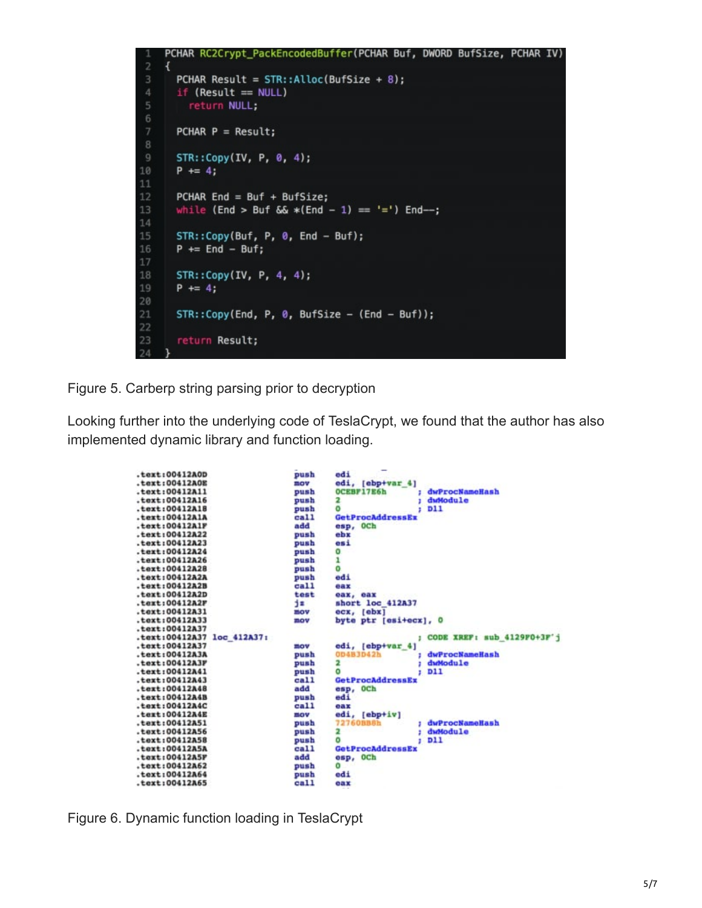```
PCHAR RC2Crypt_PackEncodedBuffer(PCHAR Buf, DWORD BufSize, PCHAR IV)
{
  PCHAR Result = STR::Alloc(BufSize + 8);
  if (Result == NULL)
    return NULL;

  PCHAR P = Result;

  STR::Copy(IV, P, 0, 4);
  P += 4;

  PCHAR End = Buf + BufSize;
  while (End > Buf && *(End - 1) == '=') End--;

  STR::Copy(Buf, P, 0, End - Buf);
  P += End - Buf;

  STR::Copy(IV, P, 4, 4);
  P += 4;

  STR::Copy(End, P, 0, BufSize - (End - Buf));

  return Result;
}
```

Figure 5. Carberp string parsing prior to decryption

Looking further into the underlying code of TeslaCrypt, we found that the author has also implemented dynamic library and function loading.

```
.text:00412A0D                 push    edi
.text:00412A0E                 mov     edi, [ebp+var_4]
.text:00412A11                 push    0CEBF17E6h      ; dwProcNameHash
.text:00412A16                 push    2               ; dwModule
.text:00412A18                 push    0               ; Dll
.text:00412A1A                 call    GetProcAddressEx
.text:00412A1F                 add     esp, 0Ch
.text:00412A22                 push    ebx
.text:00412A23                 push    esi
.text:00412A24                 push    0
.text:00412A26                 push    1
.text:00412A28                 push    0
.text:00412A2A                 push    edi
.text:00412A2B                 call    eax
.text:00412A2D                 test    eax, eax
.text:00412A2F                 jz      short loc_412A37
.text:00412A31                 mov     ecx, [ebx]
.text:00412A33                 mov     byte ptr [esi+ecx], 0
.text:00412A37
.text:00412A37 loc_412A37:                             ; CODE XREF: sub_4129F0+3F↑j
.text:00412A37                 mov     edi, [ebp+var_4]
.text:00412A3A                 push    0D4B3D42h       ; dwProcNameHash
.text:00412A3F                 push    2               ; dwModule
.text:00412A41                 push    0               ; Dll
.text:00412A43                 call    GetProcAddressEx
.text:00412A48                 add     esp, 0Ch
.text:00412A4B                 push    edi
.text:00412A4C                 call    eax
.text:00412A4E                 mov     edi, [ebp+iv]
.text:00412A51                 push    72760BB8h       ; dwProcNameHash
.text:00412A56                 push    2               ; dwModule
.text:00412A58                 push    0               ; Dll
.text:00412A5A                 call    GetProcAddressEx
.text:00412A5F                 add     esp, 0Ch
.text:00412A62                 push    0
.text:00412A64                 push    edi
.text:00412A65                 call    eax
```

Figure 6. Dynamic function loading in TeslaCrypt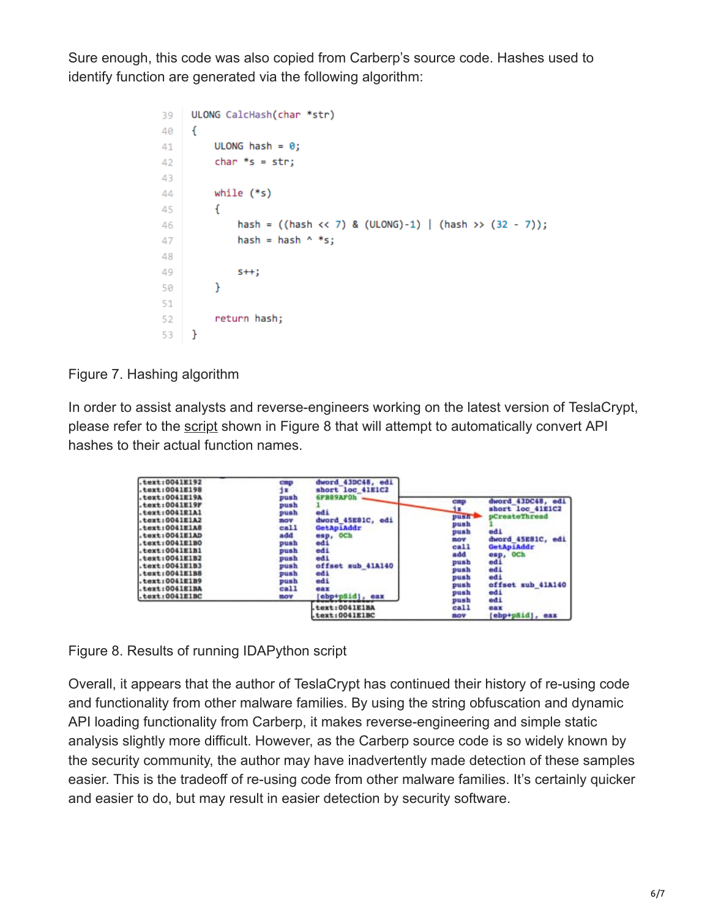Sure enough, this code was also copied from Carberp's source code. Hashes used to identify function are generated via the following algorithm:

```
ULONG CalcHash(char *str)
{
    ULONG hash = 0;
    char *s = str;

    while (*s)
    {
        hash = ((hash << 7) & (ULONG)-1) | (hash >> (32 - 7));
        hash = hash ^ *s;

        s++;
    }

    return hash;
}
```

Figure 7. Hashing algorithm

In order to assist analysts and reverse-engineers working on the latest version of TeslaCrypt, please refer to the script shown in Figure 8 that will attempt to automatically convert API hashes to their actual function names.

```
.text:0041E192    cmp     dword_43DC48, edi
.text:0041E198    js      short loc_41E1C2
.text:0041E19A    push    6FB89AF0h
.text:0041E19F    push    1
.text:0041E1A1    push    edi
.text:0041E1A2    mov     dword_45E81C, edi
.text:0041E1A8    call    GetApiAddr
.text:0041E1AD    add     esp, 0Ch
.text:0041E1B0    push    edi
.text:0041E1B1    push    edi
.text:0041E1B2    push    edi
.text:0041E1B3    push    offset sub_41A140
.text:0041E1B8    push    edi
.text:0041E1B9    push    edi
.text:0041E1BA    call    eax
.text:0041E1BC    mov     [ebp+pSid], eax
```

```
cmp     dword_43DC48, edi
js      short loc_41E1C2
push    pCreateThread
push    1
push    edi
mov     dword_45E81C, edi
call    GetApiAddr
add     esp, 0Ch
push    edi
push    edi
push    edi
push    offset sub_41A140
push    edi
push    edi
call    eax
mov     [ebp+pSid], eax
```

Figure 8. Results of running IDAPython script

Overall, it appears that the author of TeslaCrypt has continued their history of re-using code and functionality from other malware families. By using the string obfuscation and dynamic API loading functionality from Carberp, it makes reverse-engineering and simple static analysis slightly more difficult. However, as the Carberp source code is so widely known by the security community, the author may have inadvertently made detection of these samples easier. This is the tradeoff of re-using code from other malware families. It's certainly quicker and easier to do, but may result in easier detection by security software.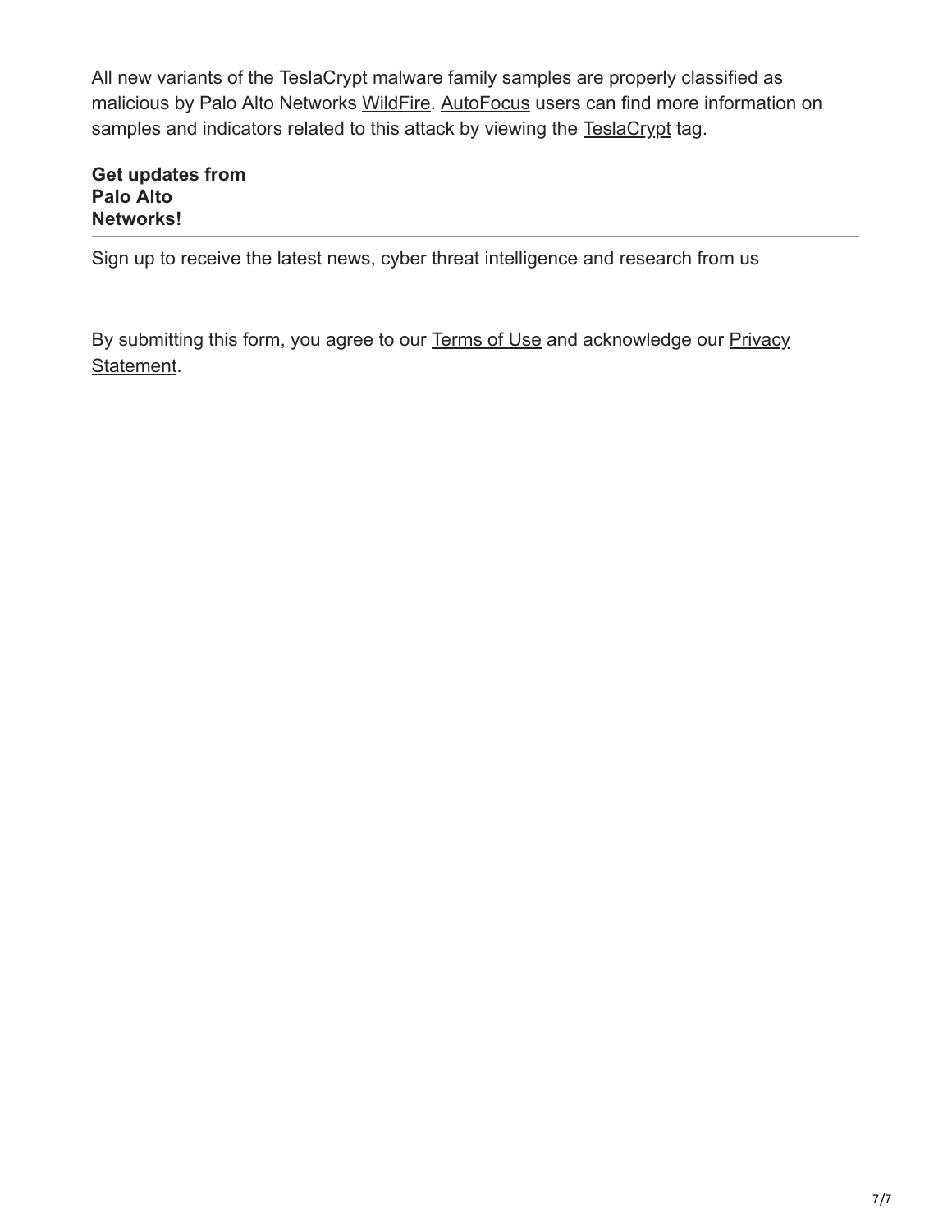All new variants of the TeslaCrypt malware family samples are properly classified as malicious by Palo Alto Networks WildFire. AutoFocus users can find more information on samples and indicators related to this attack by viewing the TeslaCrypt tag.

**Get updates from Palo Alto Networks!**

Sign up to receive the latest news, cyber threat intelligence and research from us

By submitting this form, you agree to our Terms of Use and acknowledge our Privacy Statement.